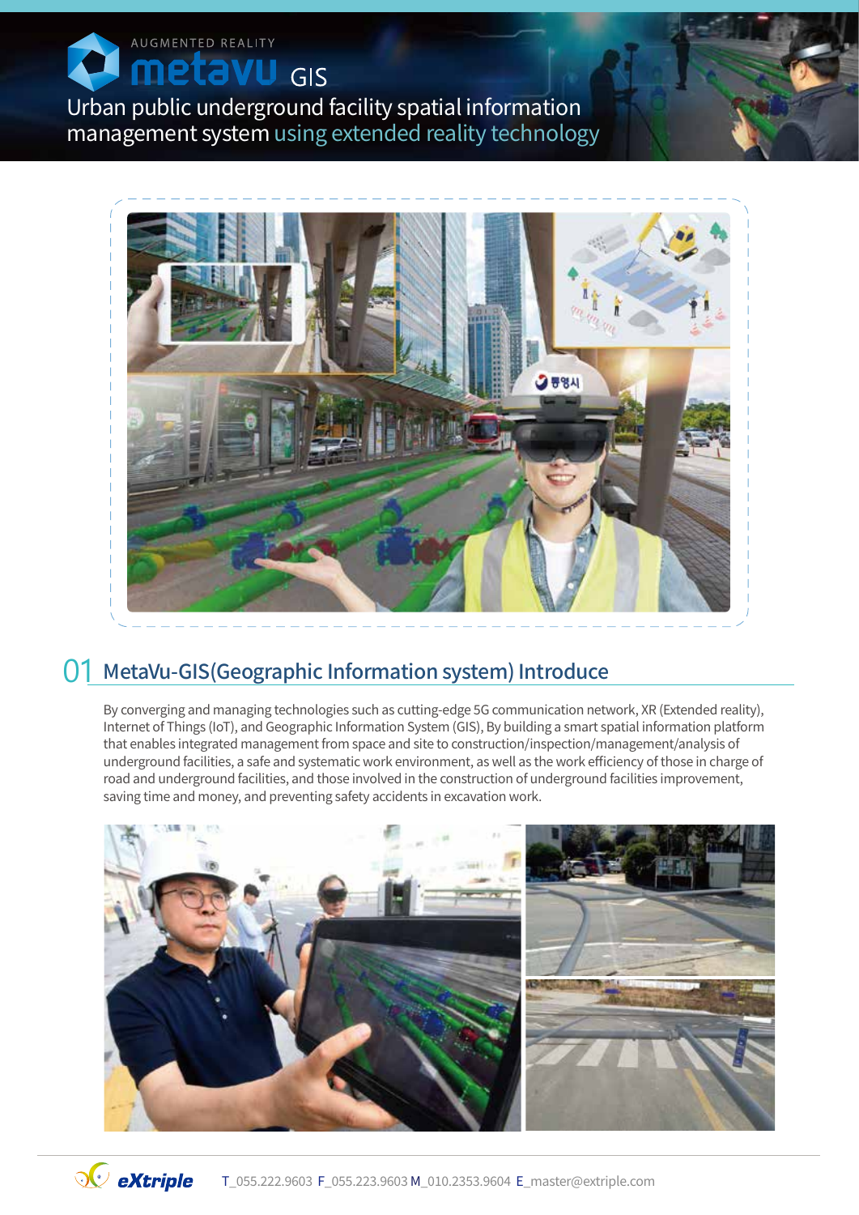AUGMENTED REALITY

# metavu GIS

Urban public underground facility spatial information management system using extended reality technology

## 01 MetaVu-GIS(Geographic Information system) Introduce

By converging and managing technologies such as cutting-edge 5G communication network, XR (Extended reality), Internet of Things (IoT), and Geographic Information System (GIS), By building a smart spatial information platform that enables integrated management from space and site to construction/inspection/management/analysis of underground facilities, a safe and systematic work environment, as well as the work efficiency of those in charge of road and underground facilities, and those involved in the construction of underground facilities improvement, saving time and money, and preventing safety accidents in excavation work.

eXtriple T_055.222.9603 F_055.223.9603 M_010.2353.9604 E_master@extriple.com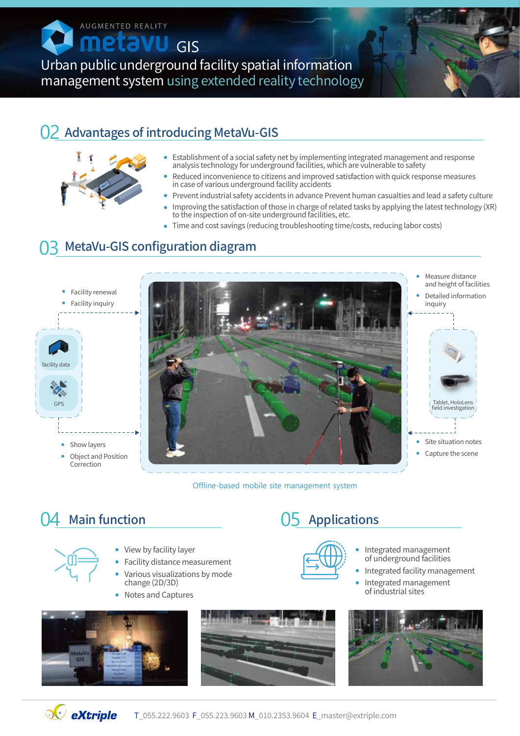AUGMENTED REALITY

# metavu GIS

Urban public underground facility spatial information management system using extended reality technology

## 02 Advantages of introducing MetaVu-GIS

- Establishment of a social safety net by implementing integrated management and response analysis technology for underground facilities, which are vulnerable to safety
- Reduced inconvenience to citizens and improved satisfaction with quick response measures in case of various underground facility accidents
- Prevent industrial safety accidents in advance Prevent human casualties and lead a safety culture
- Improving the satisfaction of those in charge of related tasks by applying the latest technology (XR) to the inspection of on-site underground facilities, etc.
- Time and cost savings (reducing troubleshooting time/costs, reducing labor costs)

## 03 MetaVu-GIS configuration diagram

- Facility renewal
- Facility inquiry

facility data

GPS

- Show layers
- Object and Position Correction

- Measure distance and height of facilities
- Detailed information inquiry

Tablet, HoloLens field investigation

- Site situation notes
- Capture the scene

Offline-based mobile site management system

## 04 Main function

- View by facility layer
- Facility distance measurement
- Various visualizations by mode change (2D/3D)
- Notes and Captures

## 05 Applications

- Integrated management of underground facilities
- Integrated facility management
- Integrated management of industrial sites

eXtriple T_055.222.9603 F_055.223.9603 M_010.2353.9604 E_master@extriple.com